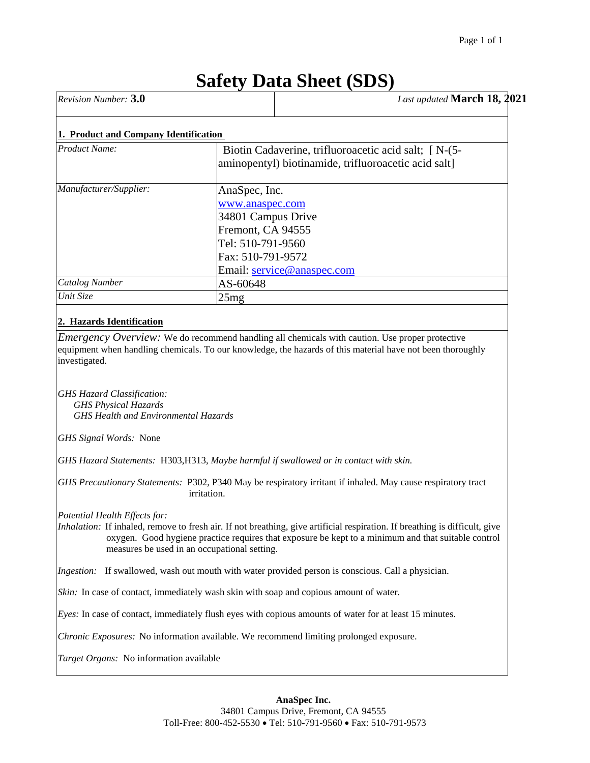# Safety Data Sheet (SDS)

| *Revision Number:* **3.0** | *Last updated* **March 18, 2021** |
|---|---|

## 1. Product and Company Identification

| | |
|---|---|
| *Product Name:* | Biotin Cadaverine, trifluoroacetic acid salt; [ N-(5-aminopentyl) biotinamide, trifluoroacetic acid salt] |
| *Manufacturer/Supplier:* | AnaSpec, Inc.<br>www.anaspec.com<br>34801 Campus Drive<br>Fremont, CA 94555<br>Tel: 510-791-9560<br>Fax: 510-791-9572<br>Email: service@anaspec.com |
| *Catalog Number* | AS-60648 |
| *Unit Size* | 25mg |

## 2. Hazards Identification

*Emergency Overview:* We do recommend handling all chemicals with caution. Use proper protective equipment when handling chemicals. To our knowledge, the hazards of this material have not been thoroughly investigated.

*GHS Hazard Classification:*
*GHS Physical Hazards*
*GHS Health and Environmental Hazards*

*GHS Signal Words:* None

*GHS Hazard Statements:* H303,H313, *Maybe harmful if swallowed or in contact with skin.*

*GHS Precautionary Statements:* P302, P340 May be respiratory irritant if inhaled. May cause respiratory tract irritation.

*Potential Health Effects for:*
*Inhalation:* If inhaled, remove to fresh air. If not breathing, give artificial respiration. If breathing is difficult, give oxygen. Good hygiene practice requires that exposure be kept to a minimum and that suitable control measures be used in an occupational setting.

*Ingestion:* If swallowed, wash out mouth with water provided person is conscious. Call a physician.

*Skin:* In case of contact, immediately wash skin with soap and copious amount of water.

*Eyes:* In case of contact, immediately flush eyes with copious amounts of water for at least 15 minutes.

*Chronic Exposures:* No information available. We recommend limiting prolonged exposure.

*Target Organs:* No information available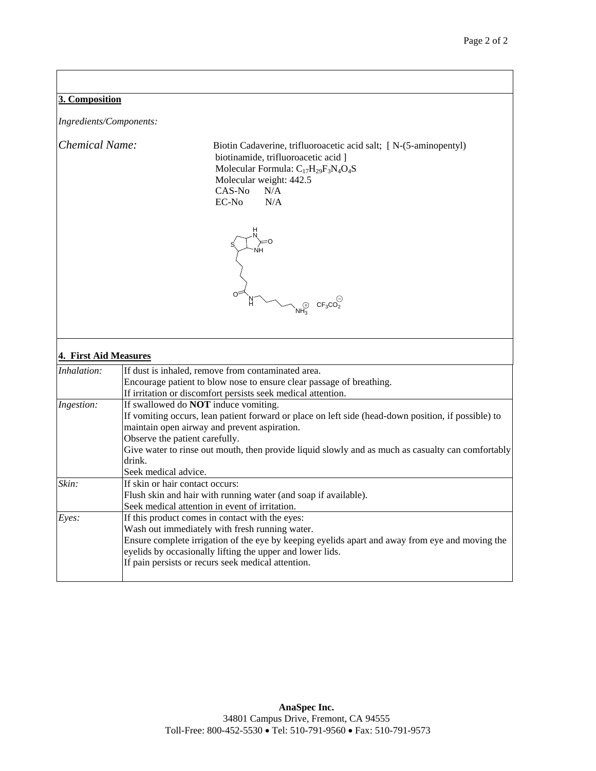## 3. Composition

*Ingredients/Components:*

*Chemical Name:* Biotin Cadaverine, trifluoroacetic acid salt; [ N-(5-aminopentyl) biotinamide, trifluoroacetic acid ]

Molecular Formula: $C_{17}H_{29}F_3N_4O_4S$

Molecular weight: 442.5

CAS-No N/A

EC-No N/A

## 4. First Aid Measures

| | |
|---|---|
| *Inhalation:* | If dust is inhaled, remove from contaminated area.<br>Encourage patient to blow nose to ensure clear passage of breathing.<br>If irritation or discomfort persists seek medical attention. |
| *Ingestion:* | If swallowed do **NOT** induce vomiting.<br>If vomiting occurs, lean patient forward or place on left side (head-down position, if possible) to maintain open airway and prevent aspiration.<br>Observe the patient carefully.<br>Give water to rinse out mouth, then provide liquid slowly and as much as casualty can comfortably drink.<br>Seek medical advice. |
| *Skin:* | If skin or hair contact occurs:<br>Flush skin and hair with running water (and soap if available).<br>Seek medical attention in event of irritation. |
| *Eyes:* | If this product comes in contact with the eyes:<br>Wash out immediately with fresh running water.<br>Ensure complete irrigation of the eye by keeping eyelids apart and away from eye and moving the eyelids by occasionally lifting the upper and lower lids.<br>If pain persists or recurs seek medical attention. |

**AnaSpec Inc.**
34801 Campus Drive, Fremont, CA 94555
Toll-Free: 800-452-5530 • Tel: 510-791-9560 • Fax: 510-791-9573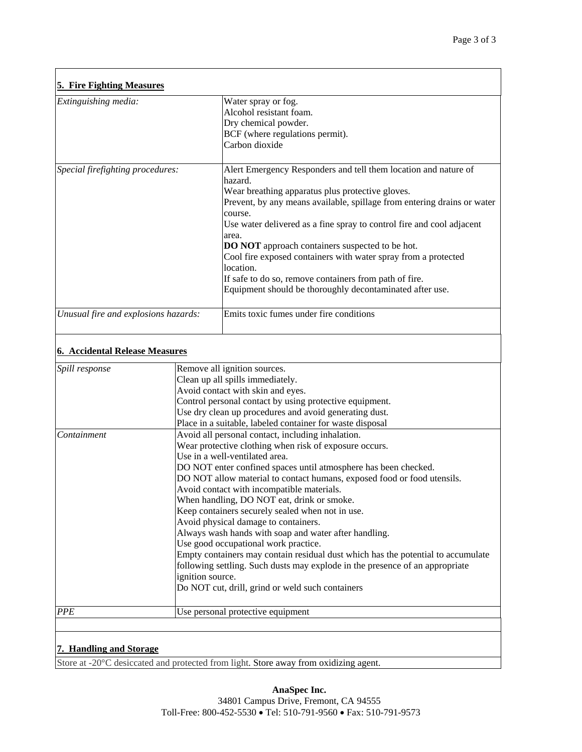## 5. Fire Fighting Measures

| | |
|---|---|
| *Extinguishing media:* | Water spray or fog.<br>Alcohol resistant foam.<br>Dry chemical powder.<br>BCF (where regulations permit).<br>Carbon dioxide |
| *Special firefighting procedures:* | Alert Emergency Responders and tell them location and nature of hazard.<br>Wear breathing apparatus plus protective gloves.<br>Prevent, by any means available, spillage from entering drains or water course.<br>Use water delivered as a fine spray to control fire and cool adjacent area.<br>**DO NOT** approach containers suspected to be hot.<br>Cool fire exposed containers with water spray from a protected location.<br>If safe to do so, remove containers from path of fire.<br>Equipment should be thoroughly decontaminated after use. |
| *Unusual fire and explosions hazards:* | Emits toxic fumes under fire conditions |

## 6. Accidental Release Measures

| | |
|---|---|
| *Spill response* | Remove all ignition sources.<br>Clean up all spills immediately.<br>Avoid contact with skin and eyes.<br>Control personal contact by using protective equipment.<br>Use dry clean up procedures and avoid generating dust.<br>Place in a suitable, labeled container for waste disposal |
| *Containment* | Avoid all personal contact, including inhalation.<br>Wear protective clothing when risk of exposure occurs.<br>Use in a well-ventilated area.<br>DO NOT enter confined spaces until atmosphere has been checked.<br>DO NOT allow material to contact humans, exposed food or food utensils.<br>Avoid contact with incompatible materials.<br>When handling, DO NOT eat, drink or smoke.<br>Keep containers securely sealed when not in use.<br>Avoid physical damage to containers.<br>Always wash hands with soap and water after handling.<br>Use good occupational work practice.<br>Empty containers may contain residual dust which has the potential to accumulate following settling. Such dusts may explode in the presence of an appropriate ignition source.<br>Do NOT cut, drill, grind or weld such containers |
| *PPE* | Use personal protective equipment |

## 7. Handling and Storage

Store at -20°C desiccated and protected from light. Store away from oxidizing agent.

**AnaSpec Inc.**
34801 Campus Drive, Fremont, CA 94555
Toll-Free: 800-452-5530 • Tel: 510-791-9560 • Fax: 510-791-9573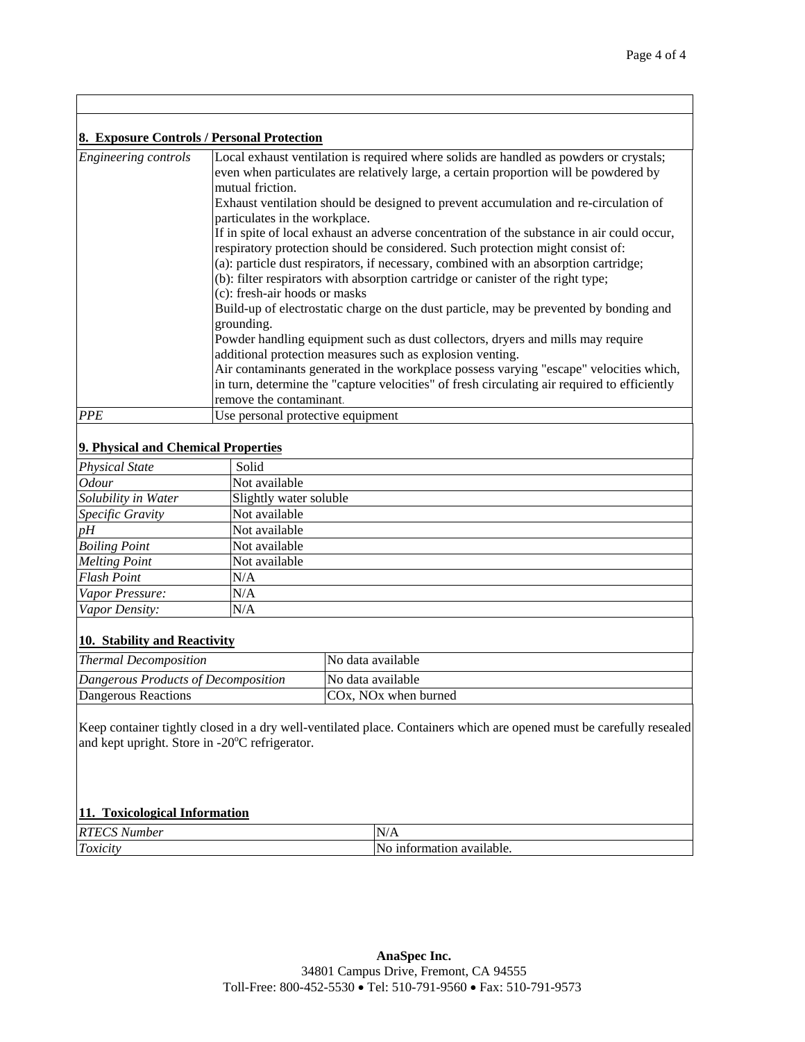## 8. Exposure Controls / Personal Protection

| | |
|---|---|
| *Engineering controls* | Local exhaust ventilation is required where solids are handled as powders or crystals; even when particulates are relatively large, a certain proportion will be powdered by mutual friction.<br>Exhaust ventilation should be designed to prevent accumulation and re-circulation of particulates in the workplace.<br>If in spite of local exhaust an adverse concentration of the substance in air could occur, respiratory protection should be considered. Such protection might consist of:<br>(a): particle dust respirators, if necessary, combined with an absorption cartridge;<br>(b): filter respirators with absorption cartridge or canister of the right type;<br>(c): fresh-air hoods or masks<br>Build-up of electrostatic charge on the dust particle, may be prevented by bonding and grounding.<br>Powder handling equipment such as dust collectors, dryers and mills may require additional protection measures such as explosion venting.<br>Air contaminants generated in the workplace possess varying "escape" velocities which, in turn, determine the "capture velocities" of fresh circulating air required to efficiently remove the contaminant. |
| *PPE* | Use personal protective equipment |

## 9. Physical and Chemical Properties

| | |
|---|---|
| *Physical State* | Solid |
| *Odour* | Not available |
| *Solubility in Water* | Slightly water soluble |
| *Specific Gravity* | Not available |
| *pH* | Not available |
| *Boiling Point* | Not available |
| *Melting Point* | Not available |
| *Flash Point* | N/A |
| *Vapor Pressure:* | N/A |
| *Vapor Density:* | N/A |

## 10. Stability and Reactivity

| | |
|---|---|
| *Thermal Decomposition* | No data available |
| *Dangerous Products of Decomposition* | No data available |
| Dangerous Reactions | COx, NOx when burned |

Keep container tightly closed in a dry well-ventilated place. Containers which are opened must be carefully resealed and kept upright. Store in -20°C refrigerator.

## 11. Toxicological Information

| | |
|---|---|
| *RTECS Number* | N/A |
| *Toxicity* | No information available. |

**AnaSpec Inc.**
34801 Campus Drive, Fremont, CA 94555
Toll-Free: 800-452-5530 • Tel: 510-791-9560 • Fax: 510-791-9573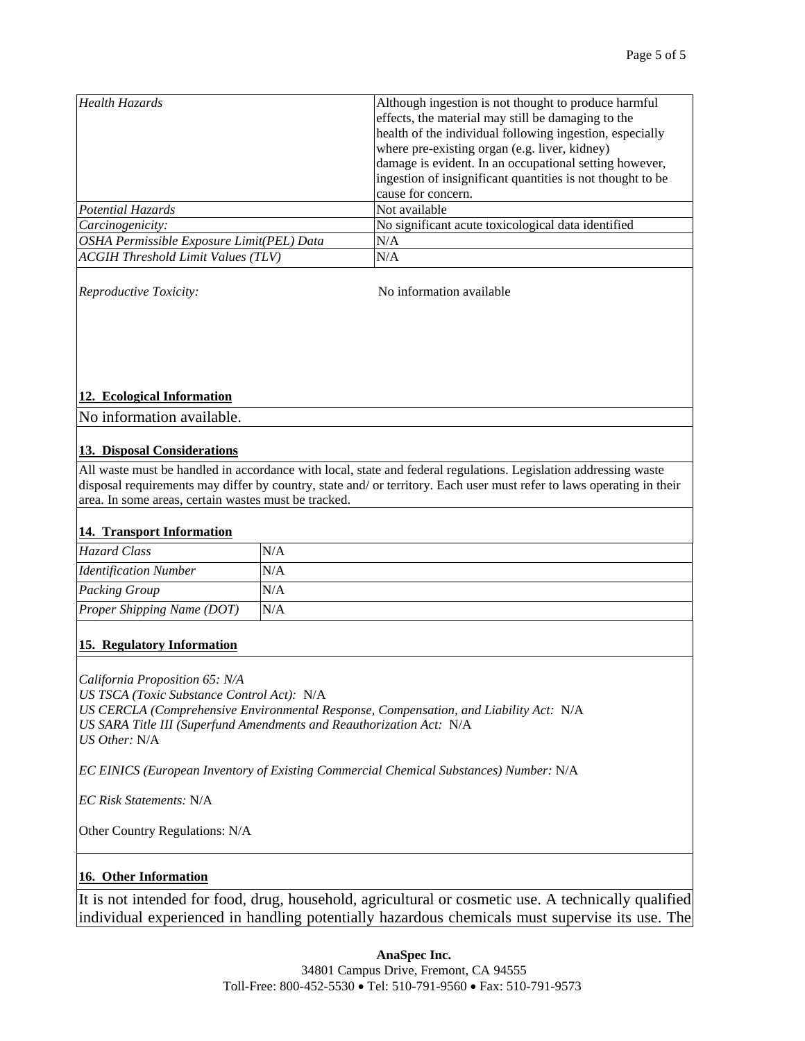| | |
|---|---|
| *Health Hazards* | Although ingestion is not thought to produce harmful effects, the material may still be damaging to the health of the individual following ingestion, especially where pre-existing organ (e.g. liver, kidney) damage is evident. In an occupational setting however, ingestion of insignificant quantities is not thought to be cause for concern. |
| *Potential Hazards* | Not available |
| *Carcinogenicity:* | No significant acute toxicological data identified |
| *OSHA Permissible Exposure Limit(PEL) Data* | N/A |
| *ACGIH Threshold Limit Values (TLV)* | N/A |

*Reproductive Toxicity:* No information available

## 12. Ecological Information

No information available.

## 13. Disposal Considerations

All waste must be handled in accordance with local, state and federal regulations. Legislation addressing waste disposal requirements may differ by country, state and/ or territory. Each user must refer to laws operating in their area. In some areas, certain wastes must be tracked.

## 14. Transport Information

| | |
|---|---|
| *Hazard Class* | N/A |
| *Identification Number* | N/A |
| *Packing Group* | N/A |
| *Proper Shipping Name (DOT)* | N/A |

## 15. Regulatory Information

*California Proposition 65: N/A*
*US TSCA (Toxic Substance Control Act):* N/A
*US CERCLA (Comprehensive Environmental Response, Compensation, and Liability Act:* N/A
*US SARA Title III (Superfund Amendments and Reauthorization Act:* N/A
*US Other:* N/A

*EC EINICS (European Inventory of Existing Commercial Chemical Substances) Number:* N/A

*EC Risk Statements:* N/A

Other Country Regulations: N/A

## 16. Other Information

It is not intended for food, drug, household, agricultural or cosmetic use. A technically qualified individual experienced in handling potentially hazardous chemicals must supervise its use. The

**AnaSpec Inc.**
34801 Campus Drive, Fremont, CA 94555
Toll-Free: 800-452-5530 • Tel: 510-791-9560 • Fax: 510-791-9573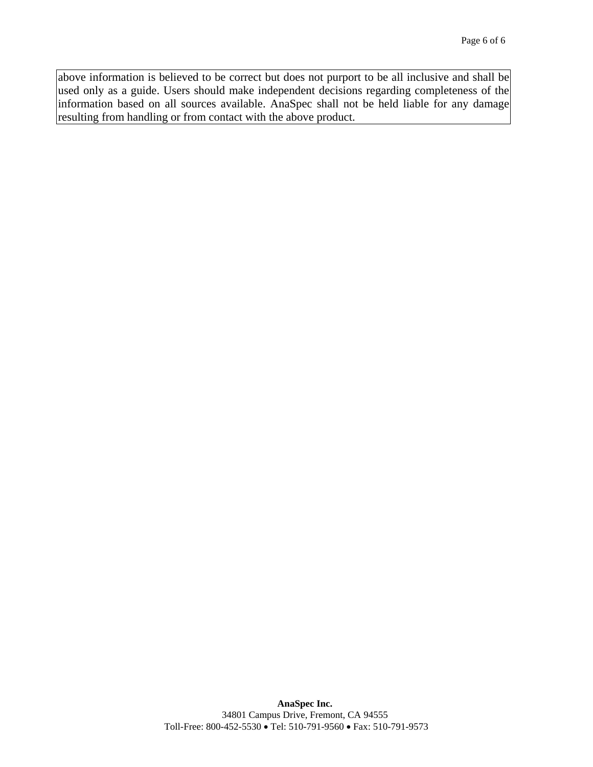above information is believed to be correct but does not purport to be all inclusive and shall be used only as a guide. Users should make independent decisions regarding completeness of the information based on all sources available. AnaSpec shall not be held liable for any damage resulting from handling or from contact with the above product.